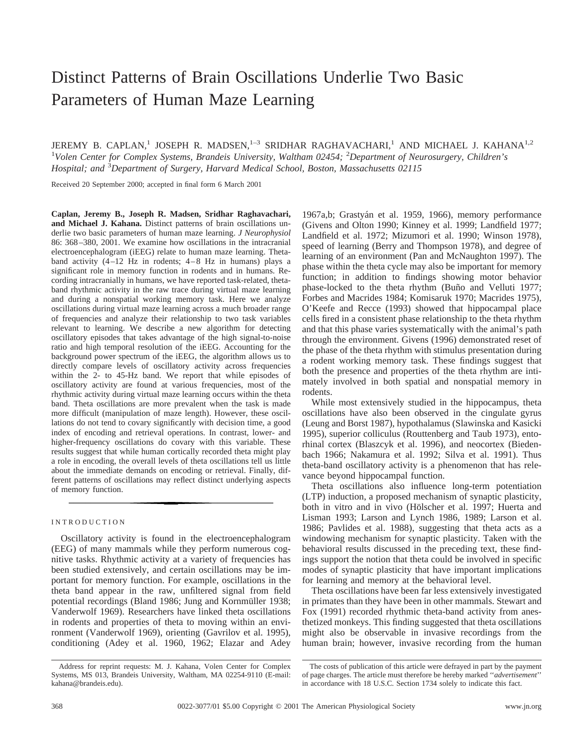# Distinct Patterns of Brain Oscillations Underlie Two Basic Parameters of Human Maze Learning

JEREMY B. CAPLAN,[1] JOSEPH R. MADSEN,[1–3] SRIDHAR RAGHAVACHARI,[1] AND MICHAEL J. KAHANA[1,2]

[1]*Volen Center for Complex Systems, Brandeis University, Waltham 02454;* [2]*Department of Neurosurgery, Children's Hospital; and* [3]*Department of Surgery, Harvard Medical School, Boston, Massachusetts 02115*

Received 20 September 2000; accepted in final form 6 March 2001

**Caplan, Jeremy B., Joseph R. Madsen, Sridhar Raghavachari, and Michael J. Kahana.** Distinct patterns of brain oscillations underlie two basic parameters of human maze learning. *J Neurophysiol* 86: 368–380, 2001. We examine how oscillations in the intracranial electroencephalogram (iEEG) relate to human maze learning. Theta-band activity (4–12 Hz in rodents; 4–8 Hz in humans) plays a significant role in memory function in rodents and in humans. Recording intracranially in humans, we have reported task-related, theta-band rhythmic activity in the raw trace during virtual maze learning and during a nonspatial working memory task. Here we analyze oscillations during virtual maze learning across a much broader range of frequencies and analyze their relationship to two task variables relevant to learning. We describe a new algorithm for detecting oscillatory episodes that takes advantage of the high signal-to-noise ratio and high temporal resolution of the iEEG. Accounting for the background power spectrum of the iEEG, the algorithm allows us to directly compare levels of oscillatory activity across frequencies within the 2- to 45-Hz band. We report that while episodes of oscillatory activity are found at various frequencies, most of the rhythmic activity during virtual maze learning occurs within the theta band. Theta oscillations are more prevalent when the task is made more difficult (manipulation of maze length). However, these oscillations do not tend to covary significantly with decision time, a good index of encoding and retrieval operations. In contrast, lower- and higher-frequency oscillations do covary with this variable. These results suggest that while human cortically recorded theta might play a role in encoding, the overall levels of theta oscillations tell us little about the immediate demands on encoding or retrieval. Finally, different patterns of oscillations may reflect distinct underlying aspects of memory function.

## INTRODUCTION

Oscillatory activity is found in the electroencephalogram (EEG) of many mammals while they perform numerous cognitive tasks. Rhythmic activity at a variety of frequencies has been studied extensively, and certain oscillations may be important for memory function. For example, oscillations in the theta band appear in the raw, unfiltered signal from field potential recordings (Bland 1986; Jung and Kornmüller 1938; Vanderwolf 1969). Researchers have linked theta oscillations in rodents and properties of theta to moving within an environment (Vanderwolf 1969), orienting (Gavrilov et al. 1995), conditioning (Adey et al. 1960, 1962; Elazar and Adey 1967a,b; Grastyán et al. 1959, 1966), memory performance (Givens and Olton 1990; Kinney et al. 1999; Landfield 1977; Landfield et al. 1972; Mizumori et al. 1990; Winson 1978), speed of learning (Berry and Thompson 1978), and degree of learning of an environment (Pan and McNaughton 1997). The phase within the theta cycle may also be important for memory function; in addition to findings showing motor behavior phase-locked to the theta rhythm (Buño and Velluti 1977; Forbes and Macrides 1984; Komisaruk 1970; Macrides 1975), O'Keefe and Recce (1993) showed that hippocampal place cells fired in a consistent phase relationship to the theta rhythm and that this phase varies systematically with the animal's path through the environment. Givens (1996) demonstrated reset of the phase of the theta rhythm with stimulus presentation during a rodent working memory task. These findings suggest that both the presence and properties of the theta rhythm are intimately involved in both spatial and nonspatial memory in rodents.

While most extensively studied in the hippocampus, theta oscillations have also been observed in the cingulate gyrus (Leung and Borst 1987), hypothalamus (Slawinska and Kasicki 1995), superior colliculus (Routtenberg and Taub 1973), entorhinal cortex (Blaszcyk et al. 1996), and neocortex (Biedenbach 1966; Nakamura et al. 1992; Silva et al. 1991). Thus theta-band oscillatory activity is a phenomenon that has relevance beyond hippocampal function.

Theta oscillations also influence long-term potentiation (LTP) induction, a proposed mechanism of synaptic plasticity, both in vitro and in vivo (Hölscher et al. 1997; Huerta and Lisman 1993; Larson and Lynch 1986, 1989; Larson et al. 1986; Pavlides et al. 1988), suggesting that theta acts as a windowing mechanism for synaptic plasticity. Taken with the behavioral results discussed in the preceding text, these findings support the notion that theta could be involved in specific modes of synaptic plasticity that have important implications for learning and memory at the behavioral level.

Theta oscillations have been far less extensively investigated in primates than they have been in other mammals. Stewart and Fox (1991) recorded rhythmic theta-band activity from anesthetized monkeys. This finding suggested that theta oscillations might also be observable in invasive recordings from the human brain; however, invasive recording from the human

Address for reprint requests: M. J. Kahana, Volen Center for Complex Systems, MS 013, Brandeis University, Waltham, MA 02254-9110 (E-mail: kahana@brandeis.edu).

The costs of publication of this article were defrayed in part by the payment of page charges. The article must therefore be hereby marked "*advertisement*" in accordance with 18 U.S.C. Section 1734 solely to indicate this fact.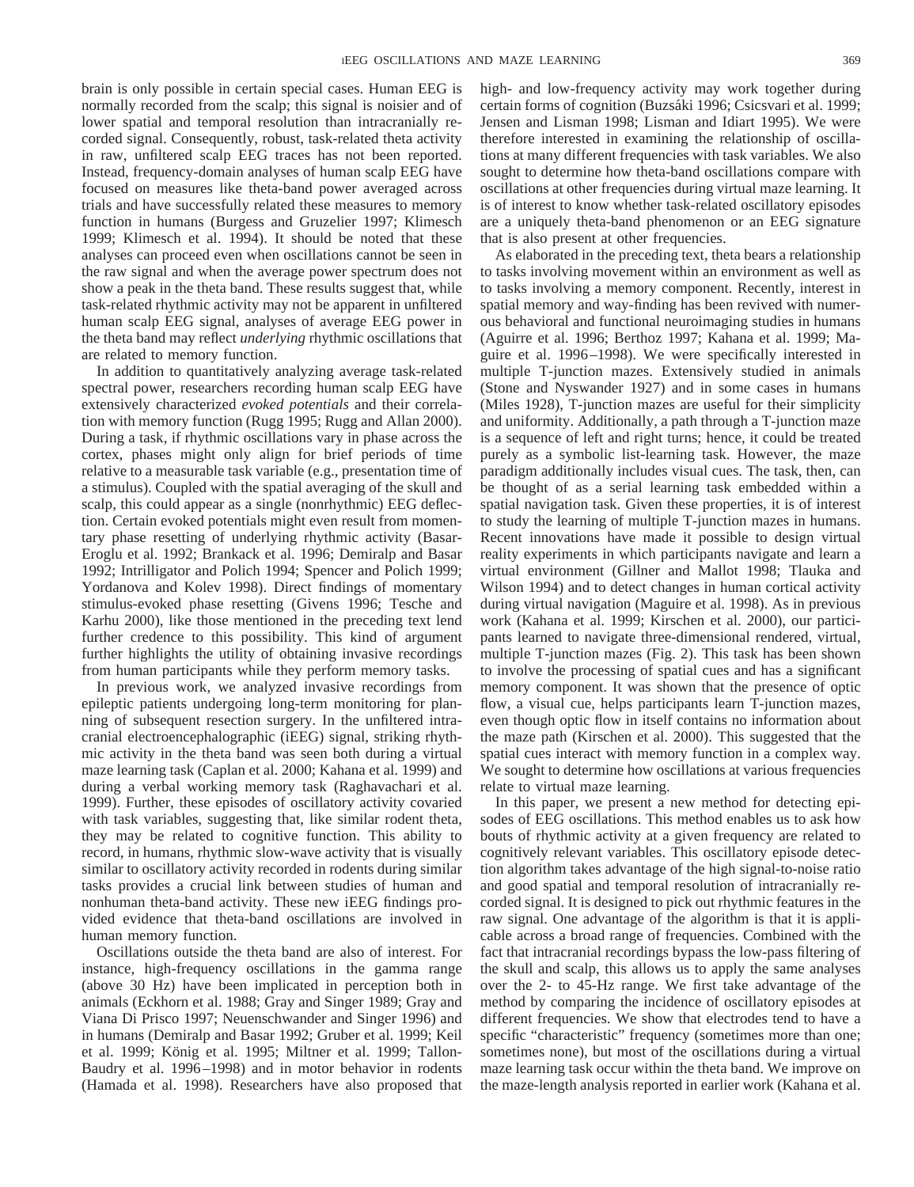brain is only possible in certain special cases. Human EEG is normally recorded from the scalp; this signal is noisier and of lower spatial and temporal resolution than intracranially recorded signal. Consequently, robust, task-related theta activity in raw, unfiltered scalp EEG traces has not been reported. Instead, frequency-domain analyses of human scalp EEG have focused on measures like theta-band power averaged across trials and have successfully related these measures to memory function in humans (Burgess and Gruzelier 1997; Klimesch 1999; Klimesch et al. 1994). It should be noted that these analyses can proceed even when oscillations cannot be seen in the raw signal and when the average power spectrum does not show a peak in the theta band. These results suggest that, while task-related rhythmic activity may not be apparent in unfiltered human scalp EEG signal, analyses of average EEG power in the theta band may reflect *underlying* rhythmic oscillations that are related to memory function.

In addition to quantitatively analyzing average task-related spectral power, researchers recording human scalp EEG have extensively characterized *evoked potentials* and their correlation with memory function (Rugg 1995; Rugg and Allan 2000). During a task, if rhythmic oscillations vary in phase across the cortex, phases might only align for brief periods of time relative to a measurable task variable (e.g., presentation time of a stimulus). Coupled with the spatial averaging of the skull and scalp, this could appear as a single (nonrhythmic) EEG deflection. Certain evoked potentials might even result from momentary phase resetting of underlying rhythmic activity (Basar-Eroglu et al. 1992; Brankack et al. 1996; Demiralp and Basar 1992; Intrilligator and Polich 1994; Spencer and Polich 1999; Yordanova and Kolev 1998). Direct findings of momentary stimulus-evoked phase resetting (Givens 1996; Tesche and Karhu 2000), like those mentioned in the preceding text lend further credence to this possibility. This kind of argument further highlights the utility of obtaining invasive recordings from human participants while they perform memory tasks.

In previous work, we analyzed invasive recordings from epileptic patients undergoing long-term monitoring for planning of subsequent resection surgery. In the unfiltered intracranial electroencephalographic (iEEG) signal, striking rhythmic activity in the theta band was seen both during a virtual maze learning task (Caplan et al. 2000; Kahana et al. 1999) and during a verbal working memory task (Raghavachari et al. 1999). Further, these episodes of oscillatory activity covaried with task variables, suggesting that, like similar rodent theta, they may be related to cognitive function. This ability to record, in humans, rhythmic slow-wave activity that is visually similar to oscillatory activity recorded in rodents during similar tasks provides a crucial link between studies of human and nonhuman theta-band activity. These new iEEG findings provided evidence that theta-band oscillations are involved in human memory function.

Oscillations outside the theta band are also of interest. For instance, high-frequency oscillations in the gamma range (above 30 Hz) have been implicated in perception both in animals (Eckhorn et al. 1988; Gray and Singer 1989; Gray and Viana Di Prisco 1997; Neuenschwander and Singer 1996) and in humans (Demiralp and Basar 1992; Gruber et al. 1999; Keil et al. 1999; König et al. 1995; Miltner et al. 1999; Tallon-Baudry et al. 1996–1998) and in motor behavior in rodents (Hamada et al. 1998). Researchers have also proposed that high- and low-frequency activity may work together during certain forms of cognition (Buzsáki 1996; Csicsvari et al. 1999; Jensen and Lisman 1998; Lisman and Idiart 1995). We were therefore interested in examining the relationship of oscillations at many different frequencies with task variables. We also sought to determine how theta-band oscillations compare with oscillations at other frequencies during virtual maze learning. It is of interest to know whether task-related oscillatory episodes are a uniquely theta-band phenomenon or an EEG signature that is also present at other frequencies.

As elaborated in the preceding text, theta bears a relationship to tasks involving movement within an environment as well as to tasks involving a memory component. Recently, interest in spatial memory and way-finding has been revived with numerous behavioral and functional neuroimaging studies in humans (Aguirre et al. 1996; Berthoz 1997; Kahana et al. 1999; Maguire et al. 1996–1998). We were specifically interested in multiple T-junction mazes. Extensively studied in animals (Stone and Nyswander 1927) and in some cases in humans (Miles 1928), T-junction mazes are useful for their simplicity and uniformity. Additionally, a path through a T-junction maze is a sequence of left and right turns; hence, it could be treated purely as a symbolic list-learning task. However, the maze paradigm additionally includes visual cues. The task, then, can be thought of as a serial learning task embedded within a spatial navigation task. Given these properties, it is of interest to study the learning of multiple T-junction mazes in humans. Recent innovations have made it possible to design virtual reality experiments in which participants navigate and learn a virtual environment (Gillner and Mallot 1998; Tlauka and Wilson 1994) and to detect changes in human cortical activity during virtual navigation (Maguire et al. 1998). As in previous work (Kahana et al. 1999; Kirschen et al. 2000), our participants learned to navigate three-dimensional rendered, virtual, multiple T-junction mazes (Fig. 2). This task has been shown to involve the processing of spatial cues and has a significant memory component. It was shown that the presence of optic flow, a visual cue, helps participants learn T-junction mazes, even though optic flow in itself contains no information about the maze path (Kirschen et al. 2000). This suggested that the spatial cues interact with memory function in a complex way. We sought to determine how oscillations at various frequencies relate to virtual maze learning.

In this paper, we present a new method for detecting episodes of EEG oscillations. This method enables us to ask how bouts of rhythmic activity at a given frequency are related to cognitively relevant variables. This oscillatory episode detection algorithm takes advantage of the high signal-to-noise ratio and good spatial and temporal resolution of intracranially recorded signal. It is designed to pick out rhythmic features in the raw signal. One advantage of the algorithm is that it is applicable across a broad range of frequencies. Combined with the fact that intracranial recordings bypass the low-pass filtering of the skull and scalp, this allows us to apply the same analyses over the 2- to 45-Hz range. We first take advantage of the method by comparing the incidence of oscillatory episodes at different frequencies. We show that electrodes tend to have a specific "characteristic" frequency (sometimes more than one; sometimes none), but most of the oscillations during a virtual maze learning task occur within the theta band. We improve on the maze-length analysis reported in earlier work (Kahana et al.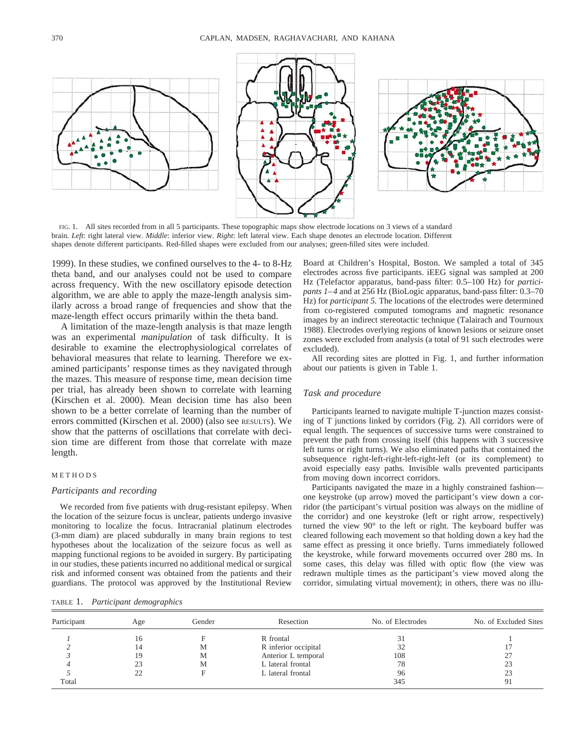FIG. 1. All sites recorded from in all 5 participants. These topographic maps show electrode locations on 3 views of a standard brain. *Left*: right lateral view. *Middle*: inferior view. *Right*: left lateral view. Each shape denotes an electrode location. Different shapes denote different participants. Red-filled shapes were excluded from our analyses; green-filled sites were included.

1999). In these studies, we confined ourselves to the 4- to 8-Hz theta band, and our analyses could not be used to compare across frequency. With the new oscillatory episode detection algorithm, we are able to apply the maze-length analysis similarly across a broad range of frequencies and show that the maze-length effect occurs primarily within the theta band.

A limitation of the maze-length analysis is that maze length was an experimental *manipulation* of task difficulty. It is desirable to examine the electrophysiological correlates of behavioral measures that relate to learning. Therefore we examined participants' response times as they navigated through the mazes. This measure of response time, mean decision time per trial, has already been shown to correlate with learning (Kirschen et al. 2000). Mean decision time has also been shown to be a better correlate of learning than the number of errors committed (Kirschen et al. 2000) (also see RESULTS). We show that the patterns of oscillations that correlate with decision time are different from those that correlate with maze length.

## METHODS

### Participants and recording

We recorded from five patients with drug-resistant epilepsy. When the location of the seizure focus is unclear, patients undergo invasive monitoring to localize the focus. Intracranial platinum electrodes (3-mm diam) are placed subdurally in many brain regions to test hypotheses about the localization of the seizure focus as well as mapping functional regions to be avoided in surgery. By participating in our studies, these patients incurred no additional medical or surgical risk and informed consent was obtained from the patients and their guardians. The protocol was approved by the Institutional Review Board at Children's Hospital, Boston. We sampled a total of 345 electrodes across five participants. iEEG signal was sampled at 200 Hz (Telefactor apparatus, band-pass filter: 0.5–100 Hz) for *participants 1–4* and at 256 Hz (BioLogic apparatus, band-pass filter: 0.3–70 Hz) for *participant 5.* The locations of the electrodes were determined from co-registered computed tomograms and magnetic resonance images by an indirect stereotactic technique (Talairach and Tournoux 1988). Electrodes overlying regions of known lesions or seizure onset zones were excluded from analysis (a total of 91 such electrodes were excluded).

All recording sites are plotted in Fig. 1, and further information about our patients is given in Table 1.

### Task and procedure

Participants learned to navigate multiple T-junction mazes consisting of T junctions linked by corridors (Fig. 2). All corridors were of equal length. The sequences of successive turns were constrained to prevent the path from crossing itself (this happens with 3 successive left turns or right turns). We also eliminated paths that contained the subsequence right-left-right-left-right-left (or its complement) to avoid especially easy paths. Invisible walls prevented participants from moving down incorrect corridors.

Participants navigated the maze in a highly constrained fashion—one keystroke (up arrow) moved the participant's view down a corridor (the participant's virtual position was always on the midline of the corridor) and one keystroke (left or right arrow, respectively) turned the view 90° to the left or right. The keyboard buffer was cleared following each movement so that holding down a key had the same effect as pressing it once briefly. Turns immediately followed the keystroke, while forward movements occurred over 280 ms. In some cases, this delay was filled with optic flow (the view was redrawn multiple times as the participant's view moved along the corridor, simulating virtual movement); in others, there was no illu-

TABLE 1. *Participant demographics*

| Participant | Age | Gender | Resection | No. of Electrodes | No. of Excluded Sites |
|---|---|---|---|---|---|
| *1* | 16 | F | R frontal | 31 | 1 |
| *2* | 14 | M | R inferior occipital | 32 | 17 |
| *3* | 19 | M | Anterior L temporal | 108 | 27 |
| *4* | 23 | M | L lateral frontal | 78 | 23 |
| *5* | 22 | F | L lateral frontal | 96 | 23 |
| Total | | | | 345 | 91 |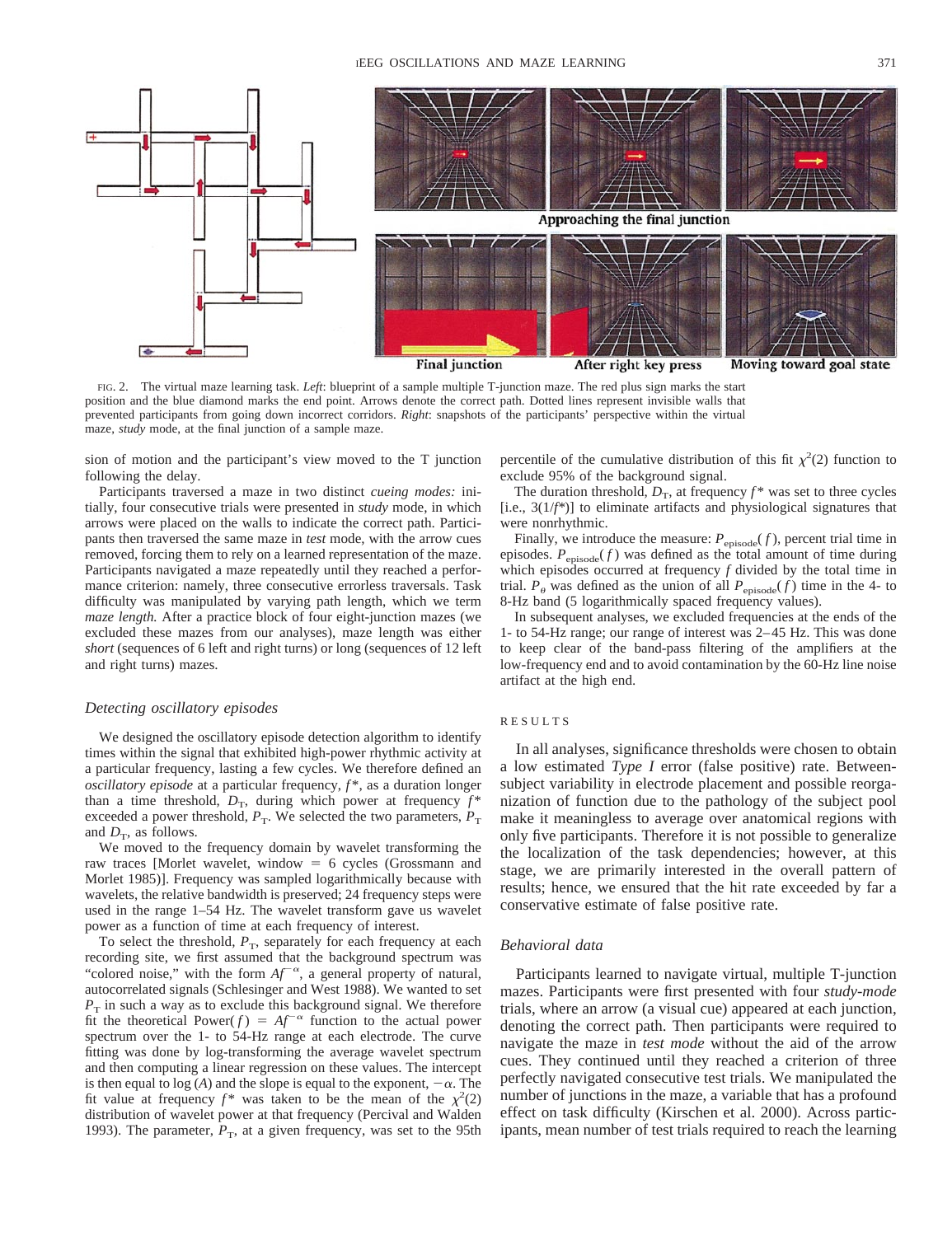FIG. 2. The virtual maze learning task. *Left*: blueprint of a sample multiple T-junction maze. The red plus sign marks the start position and the blue diamond marks the end point. Arrows denote the correct path. Dotted lines represent invisible walls that prevented participants from going down incorrect corridors. *Right*: snapshots of the participants' perspective within the virtual maze, *study* mode, at the final junction of a sample maze.

sion of motion and the participant's view moved to the T junction following the delay.

Participants traversed a maze in two distinct *cueing modes:* initially, four consecutive trials were presented in *study* mode, in which arrows were placed on the walls to indicate the correct path. Participants then traversed the same maze in *test* mode, with the arrow cues removed, forcing them to rely on a learned representation of the maze. Participants navigated a maze repeatedly until they reached a performance criterion: namely, three consecutive errorless traversals. Task difficulty was manipulated by varying path length, which we term *maze length.* After a practice block of four eight-junction mazes (we excluded these mazes from our analyses), maze length was either *short* (sequences of 6 left and right turns) or long (sequences of 12 left and right turns) mazes.

### *Detecting oscillatory episodes*

We designed the oscillatory episode detection algorithm to identify times within the signal that exhibited high-power rhythmic activity at a particular frequency, lasting a few cycles. We therefore defined an *oscillatory episode* at a particular frequency, $f^*$, as a duration longer than a time threshold, $D_T$, during which power at frequency $f^*$ exceeded a power threshold, $P_T$. We selected the two parameters, $P_T$ and $D_T$, as follows.

We moved to the frequency domain by wavelet transforming the raw traces [Morlet wavelet, window = 6 cycles (Grossmann and Morlet 1985)]. Frequency was sampled logarithmically because with wavelets, the relative bandwidth is preserved; 24 frequency steps were used in the range 1–54 Hz. The wavelet transform gave us wavelet power as a function of time at each frequency of interest.

To select the threshold, $P_T$, separately for each frequency at each recording site, we first assumed that the background spectrum was "colored noise," with the form $Af^{-\alpha}$, a general property of natural, autocorrelated signals (Schlesinger and West 1988). We wanted to set $P_T$ in such a way as to exclude this background signal. We therefore fit the theoretical Power($f$) = $Af^{-\alpha}$ function to the actual power spectrum over the 1- to 54-Hz range at each electrode. The curve fitting was done by log-transforming the average wavelet spectrum and then computing a linear regression on these values. The intercept is then equal to log ($A$) and the slope is equal to the exponent, $-\alpha$. The fit value at frequency $f^*$ was taken to be the mean of the $\chi^2(2)$ distribution of wavelet power at that frequency (Percival and Walden 1993). The parameter, $P_T$, at a given frequency, was set to the 95th percentile of the cumulative distribution of this fit $\chi^2(2)$ function to exclude 95% of the background signal.

The duration threshold, $D_T$, at frequency $f^*$ was set to three cycles [i.e., $3(1/f^*)$] to eliminate artifacts and physiological signatures that were nonrhythmic.

Finally, we introduce the measure: $P_{\text{episode}}(f)$, percent trial time in episodes. $P_{\text{episode}}(f)$ was defined as the total amount of time during which episodes occurred at frequency $f$ divided by the total time in trial. $P_\theta$ was defined as the union of all $P_{\text{episode}}(f)$ time in the 4- to 8-Hz band (5 logarithmically spaced frequency values).

In subsequent analyses, we excluded frequencies at the ends of the 1- to 54-Hz range; our range of interest was 2–45 Hz. This was done to keep clear of the band-pass filtering of the amplifiers at the low-frequency end and to avoid contamination by the 60-Hz line noise artifact at the high end.

## RESULTS

In all analyses, significance thresholds were chosen to obtain a low estimated *Type I* error (false positive) rate. Between-subject variability in electrode placement and possible reorganization of function due to the pathology of the subject pool make it meaningless to average over anatomical regions with only five participants. Therefore it is not possible to generalize the localization of the task dependencies; however, at this stage, we are primarily interested in the overall pattern of results; hence, we ensured that the hit rate exceeded by far a conservative estimate of false positive rate.

### *Behavioral data*

Participants learned to navigate virtual, multiple T-junction mazes. Participants were first presented with four *study-mode* trials, where an arrow (a visual cue) appeared at each junction, denoting the correct path. Then participants were required to navigate the maze in *test mode* without the aid of the arrow cues. They continued until they reached a criterion of three perfectly navigated consecutive test trials. We manipulated the number of junctions in the maze, a variable that has a profound effect on task difficulty (Kirschen et al. 2000). Across participants, mean number of test trials required to reach the learning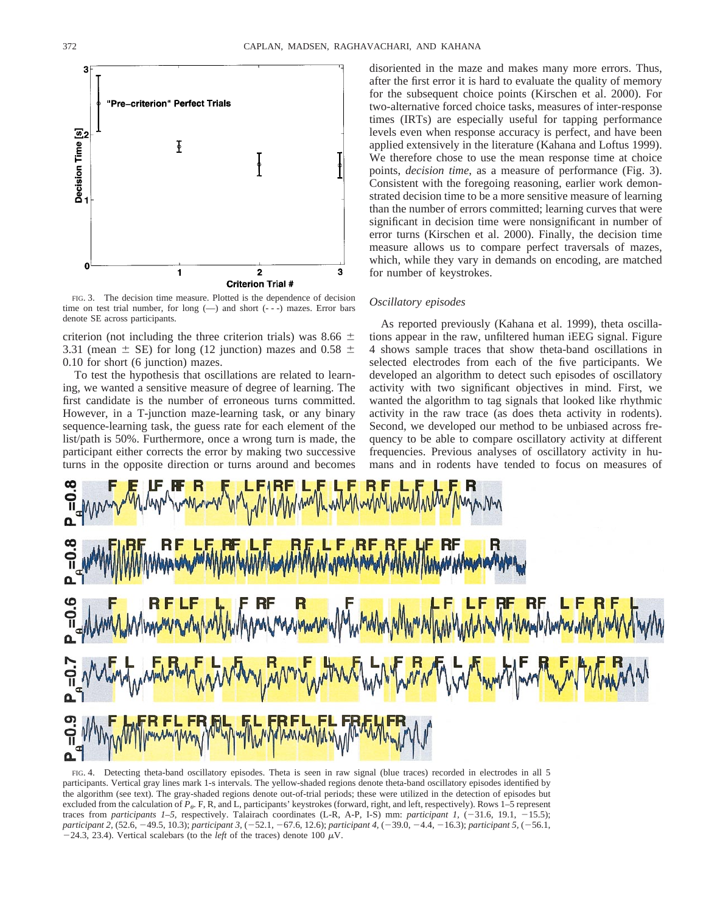FIG. 3. The decision time measure. Plotted is the dependence of decision time on test trial number, for long (—) and short (- - -) mazes. Error bars denote SE across participants.

criterion (not including the three criterion trials) was 8.66 ± 3.31 (mean ± SE) for long (12 junction) mazes and 0.58 ± 0.10 for short (6 junction) mazes.

To test the hypothesis that oscillations are related to learning, we wanted a sensitive measure of degree of learning. The first candidate is the number of erroneous turns committed. However, in a T-junction maze-learning task, or any binary sequence-learning task, the guess rate for each element of the list/path is 50%. Furthermore, once a wrong turn is made, the participant either corrects the error by making two successive turns in the opposite direction or turns around and becomes disoriented in the maze and makes many more errors. Thus, after the first error it is hard to evaluate the quality of memory for the subsequent choice points (Kirschen et al. 2000). For two-alternative forced choice tasks, measures of inter-response times (IRTs) are especially useful for tapping performance levels even when response accuracy is perfect, and have been applied extensively in the literature (Kahana and Loftus 1999). We therefore chose to use the mean response time at choice points, *decision time*, as a measure of performance (Fig. 3). Consistent with the foregoing reasoning, earlier work demonstrated decision time to be a more sensitive measure of learning than the number of errors committed; learning curves that were significant in decision time were nonsignificant in number of error turns (Kirschen et al. 2000). Finally, the decision time measure allows us to compare perfect traversals of mazes, which, while they vary in demands on encoding, are matched for number of keystrokes.

### *Oscillatory episodes*

As reported previously (Kahana et al. 1999), theta oscillations appear in the raw, unfiltered human iEEG signal. Figure 4 shows sample traces that show theta-band oscillations in selected electrodes from each of the five participants. We developed an algorithm to detect such episodes of oscillatory activity with two significant objectives in mind. First, we wanted the algorithm to tag signals that looked like rhythmic activity in the raw trace (as does theta activity in rodents). Second, we developed our method to be unbiased across frequency to be able to compare oscillatory activity at different frequencies. Previous analyses of oscillatory activity in humans and in rodents have tended to focus on measures of

FIG. 4. Detecting theta-band oscillatory episodes. Theta is seen in raw signal (blue traces) recorded in electrodes in all 5 participants. Vertical gray lines mark 1-s intervals. The yellow-shaded regions denote theta-band oscillatory episodes identified by the algorithm (see text). The gray-shaded regions denote out-of-trial periods; these were utilized in the detection of episodes but excluded from the calculation of $P_\theta$. F, R, and L, participants' keystrokes (forward, right, and left, respectively). Rows 1–5 represent traces from *participants 1–5*, respectively. Talairach coordinates (L-R, A-P, I-S) mm: *participant 1*, (−31.6, 19.1, −15.5); *participant 2*, (52.6, −49.5, 10.3); *participant 3*, (−52.1, −67.6, 12.6); *participant 4*, (−39.0, −4.4, −16.3); *participant 5*, (−56.1, −24.3, 23.4). Vertical scalebars (to the *left* of the traces) denote 100 μV.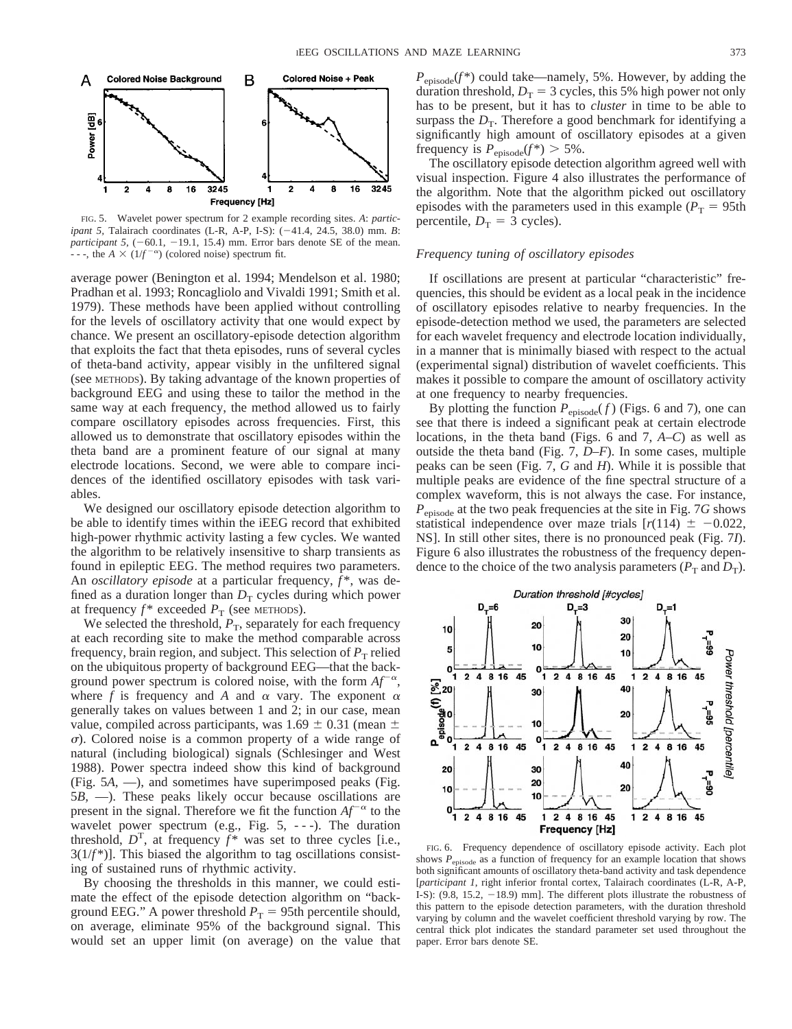FIG. 5. Wavelet power spectrum for 2 example recording sites. *A*: *participant 5*, Talairach coordinates (L-R, A-P, I-S): (−41.4, 24.5, 38.0) mm. *B*: *participant 5*, (−60.1, −19.1, 15.4) mm. Error bars denote SE of the mean. - - -, the $A \times (1/f^{-\alpha})$ (colored noise) spectrum fit.

average power (Benington et al. 1994; Mendelson et al. 1980; Pradhan et al. 1993; Roncagliolo and Vivaldi 1991; Smith et al. 1979). These methods have been applied without controlling for the levels of oscillatory activity that one would expect by chance. We present an oscillatory-episode detection algorithm that exploits the fact that theta episodes, runs of several cycles of theta-band activity, appear visibly in the unfiltered signal (see METHODS). By taking advantage of the known properties of background EEG and using these to tailor the method in the same way at each frequency, the method allowed us to fairly compare oscillatory episodes across frequencies. First, this allowed us to demonstrate that oscillatory episodes within the theta band are a prominent feature of our signal at many electrode locations. Second, we were able to compare incidences of the identified oscillatory episodes with task variables.

We designed our oscillatory episode detection algorithm to be able to identify times within the iEEG record that exhibited high-power rhythmic activity lasting a few cycles. We wanted the algorithm to be relatively insensitive to sharp transients as found in epileptic EEG. The method requires two parameters. An *oscillatory episode* at a particular frequency, $f^*$, was defined as a duration longer than $D_T$ cycles during which power at frequency $f^*$ exceeded $P_T$ (see METHODS).

We selected the threshold, $P_T$, separately for each frequency at each recording site to make the method comparable across frequency, brain region, and subject. This selection of $P_T$ relied on the ubiquitous property of background EEG—that the background power spectrum is colored noise, with the form $Af^{-\alpha}$, where $f$ is frequency and $A$ and $\alpha$ vary. The exponent $\alpha$ generally takes on values between 1 and 2; in our case, mean value, compiled across participants, was $1.69 \pm 0.31$ (mean $\pm$ $\sigma$). Colored noise is a common property of a wide range of natural (including biological) signals (Schlesinger and West 1988). Power spectra indeed show this kind of background (Fig. 5*A*, —), and sometimes have superimposed peaks (Fig. 5*B*, —). These peaks likely occur because oscillations are present in the signal. Therefore we fit the function $Af^{-\alpha}$ to the wavelet power spectrum (e.g., Fig. 5, - - -). The duration threshold, $D^T$, at frequency $f^*$ was set to three cycles [i.e., $3(1/f^*)$]. This biased the algorithm to tag oscillations consisting of sustained runs of rhythmic activity.

By choosing the thresholds in this manner, we could estimate the effect of the episode detection algorithm on "background EEG." A power threshold $P_T$ = 95th percentile should, on average, eliminate 95% of the background signal. This would set an upper limit (on average) on the value that $P_{\text{episode}}(f^*)$ could take—namely, 5%. However, by adding the duration threshold, $D_T = 3$ cycles, this 5% high power not only has to be present, but it has to *cluster* in time to be able to surpass the $D_T$. Therefore a good benchmark for identifying a significantly high amount of oscillatory episodes at a given frequency is $P_{\text{episode}}(f^*) > 5\%$.

The oscillatory episode detection algorithm agreed well with visual inspection. Figure 4 also illustrates the performance of the algorithm. Note that the algorithm picked out oscillatory episodes with the parameters used in this example ($P_T$ = 95th percentile, $D_T$ = 3 cycles).

### Frequency tuning of oscillatory episodes

If oscillations are present at particular "characteristic" frequencies, this should be evident as a local peak in the incidence of oscillatory episodes relative to nearby frequencies. In the episode-detection method we used, the parameters are selected for each wavelet frequency and electrode location individually, in a manner that is minimally biased with respect to the actual (experimental signal) distribution of wavelet coefficients. This makes it possible to compare the amount of oscillatory activity at one frequency to nearby frequencies.

By plotting the function $P_{\text{episode}}(f)$ (Figs. 6 and 7), one can see that there is indeed a significant peak at certain electrode locations, in the theta band (Figs. 6 and 7, *A*–*C*) as well as outside the theta band (Fig. 7, *D*–*F*). In some cases, multiple peaks can be seen (Fig. 7, *G* and *H*). While it is possible that multiple peaks are evidence of the fine spectral structure of a complex waveform, this is not always the case. For instance, $P_{\text{episode}}$ at the two peak frequencies at the site in Fig. 7*G* shows statistical independence over maze trials [$r(114) \pm -0.022$, NS]. In still other sites, there is no pronounced peak (Fig. 7*I*). Figure 6 also illustrates the robustness of the frequency dependence to the choice of the two analysis parameters ($P_T$ and $D_T$).

FIG. 6. Frequency dependence of oscillatory episode activity. Each plot shows $P_{\text{episode}}$ as a function of frequency for an example location that shows both significant amounts of oscillatory theta-band activity and task dependence [*participant 1*, right inferior frontal cortex, Talairach coordinates (L-R, A-P, I-S): (9.8, 15.2, −18.9) mm]. The different plots illustrate the robustness of this pattern to the episode detection parameters, with the duration threshold varying by column and the wavelet coefficient threshold varying by row. The central thick plot indicates the standard parameter set used throughout the paper. Error bars denote SE.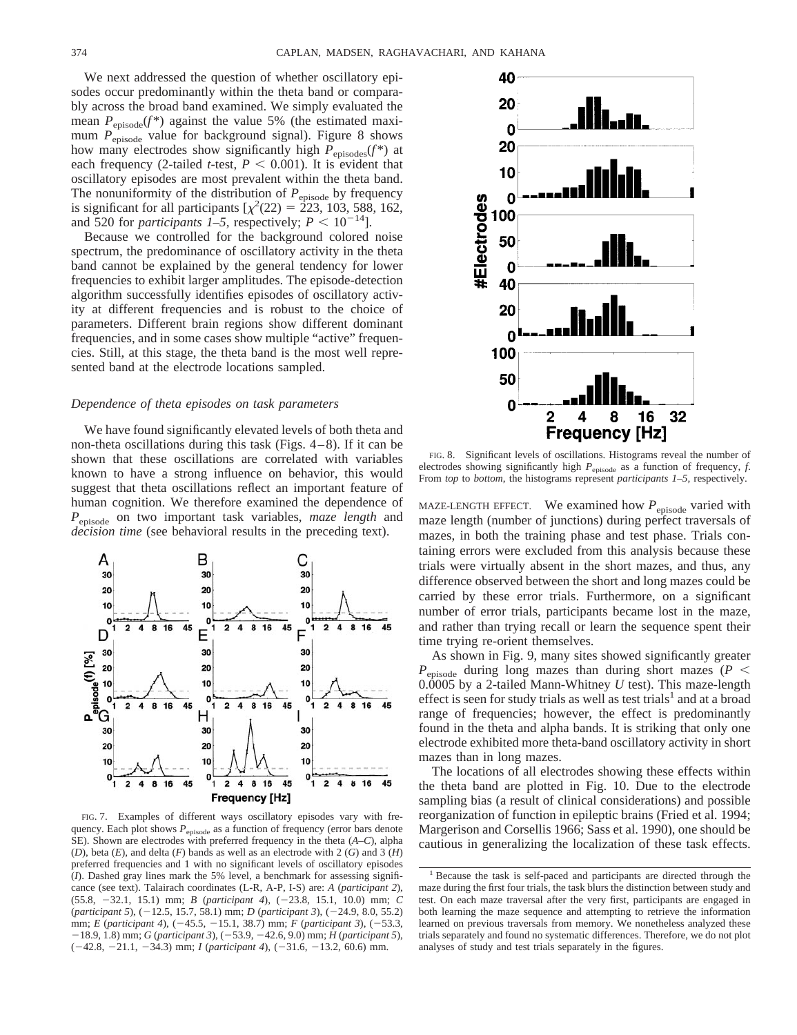We next addressed the question of whether oscillatory episodes occur predominantly within the theta band or comparably across the broad band examined. We simply evaluated the mean $P_{\text{episode}}(f^*)$ against the value 5% (the estimated maximum $P_{\text{episode}}$ value for background signal). Figure 8 shows how many electrodes show significantly high $P_{\text{episodes}}(f^*)$ at each frequency (2-tailed *t*-test, $P < 0.001$). It is evident that oscillatory episodes are most prevalent within the theta band. The nonuniformity of the distribution of $P_{\text{episode}}$ by frequency is significant for all participants [$\chi^2(22) = 223$, 103, 588, 162, and 520 for *participants 1–5*, respectively; $P < 10^{-14}$].

Because we controlled for the background colored noise spectrum, the predominance of oscillatory activity in the theta band cannot be explained by the general tendency for lower frequencies to exhibit larger amplitudes. The episode-detection algorithm successfully identifies episodes of oscillatory activity at different frequencies and is robust to the choice of parameters. Different brain regions show different dominant frequencies, and in some cases show multiple "active" frequencies. Still, at this stage, the theta band is the most well represented band at the electrode locations sampled.

### *Dependence of theta episodes on task parameters*

We have found significantly elevated levels of both theta and non-theta oscillations during this task (Figs. 4–8). If it can be shown that these oscillations are correlated with variables known to have a strong influence on behavior, this would suggest that theta oscillations reflect an important feature of human cognition. We therefore examined the dependence of $P_{\text{episode}}$ on two important task variables, *maze length* and *decision time* (see behavioral results in the preceding text).

FIG. 7. Examples of different ways oscillatory episodes vary with frequency. Each plot shows $P_{\text{episode}}$ as a function of frequency (error bars denote SE). Shown are electrodes with preferred frequency in the theta (*A–C*), alpha (*D*), beta (*E*), and delta (*F*) bands as well as an electrode with 2 (*G*) and 3 (*H*) preferred frequencies and 1 with no significant levels of oscillatory episodes (*I*). Dashed gray lines mark the 5% level, a benchmark for assessing significance (see text). Talairach coordinates (L-R, A-P, I-S) are: *A* (*participant 2*), (55.8, −32.1, 15.1) mm; *B* (*participant 4*), (−23.8, 15.1, 10.0) mm; *C* (*participant 5*), (−12.5, 15.7, 58.1) mm; *D* (*participant 3*), (−24.9, 8.0, 55.2) mm; *E* (*participant 4*), (−45.5, −15.1, 38.7) mm; *F* (*participant 3*), (−53.3, −18.9, 1.8) mm; *G* (*participant 3*), (−53.9, −42.6, 9.0) mm; *H* (*participant 5*), (−42.8, −21.1, −34.3) mm; *I* (*participant 4*), (−31.6, −13.2, 60.6) mm.

FIG. 8. Significant levels of oscillations. Histograms reveal the number of electrodes showing significantly high $P_{\text{episode}}$ as a function of frequency, *f*. From *top* to *bottom*, the histograms represent *participants 1–5*, respectively.

MAZE-LENGTH EFFECT. We examined how $P_{\text{episode}}$ varied with maze length (number of junctions) during perfect traversals of mazes, in both the training phase and test phase. Trials containing errors were excluded from this analysis because these trials were virtually absent in the short mazes, and thus, any difference observed between the short and long mazes could be carried by these error trials. Furthermore, on a significant number of error trials, participants became lost in the maze, and rather than trying recall or learn the sequence spent their time trying re-orient themselves.

As shown in Fig. 9, many sites showed significantly greater $P_{\text{episode}}$ during long mazes than during short mazes ($P < 0.0005$ by a 2-tailed Mann-Whitney *U* test). This maze-length effect is seen for study trials as well as test trials[1] and at a broad range of frequencies; however, the effect is predominantly found in the theta and alpha bands. It is striking that only one electrode exhibited more theta-band oscillatory activity in short mazes than in long mazes.

The locations of all electrodes showing these effects within the theta band are plotted in Fig. 10. Due to the electrode sampling bias (a result of clinical considerations) and possible reorganization of function in epileptic brains (Fried et al. 1994; Margerison and Corsellis 1966; Sass et al. 1990), one should be cautious in generalizing the localization of these task effects.

[1] Because the task is self-paced and participants are directed through the maze during the first four trials, the task blurs the distinction between study and test. On each maze traversal after the very first, participants are engaged in both learning the maze sequence and attempting to retrieve the information learned on previous traversals from memory. We nonetheless analyzed these trials separately and found no systematic differences. Therefore, we do not plot analyses of study and test trials separately in the figures.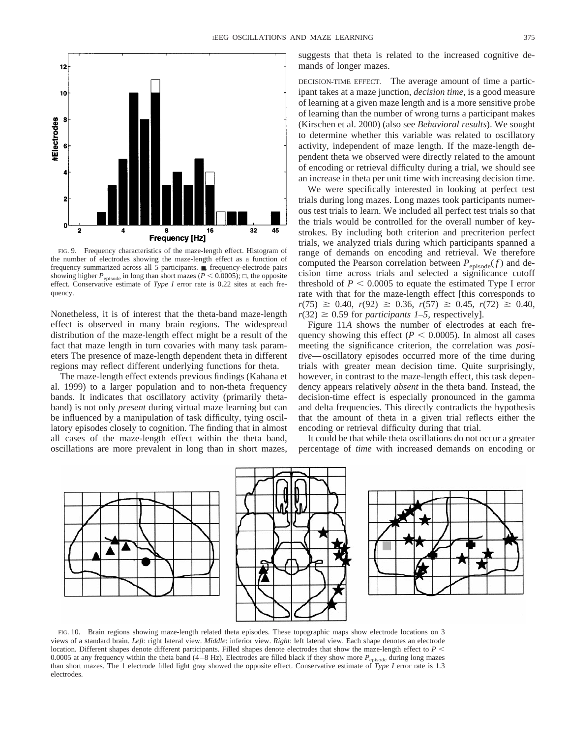FIG. 9. Frequency characteristics of the maze-length effect. Histogram of the number of electrodes showing the maze-length effect as a function of frequency summarized across all 5 participants. ■, frequency-electrode pairs showing higher $P_{episode}$ in long than short mazes ($P < 0.0005$); □, the opposite effect. Conservative estimate of *Type I* error rate is 0.22 sites at each frequency.

Nonetheless, it is of interest that the theta-band maze-length effect is observed in many brain regions. The widespread distribution of the maze-length effect might be a result of the fact that maze length in turn covaries with many task parameters The presence of maze-length dependent theta in different regions may reflect different underlying functions for theta.

The maze-length effect extends previous findings (Kahana et al. 1999) to a larger population and to non-theta frequency bands. It indicates that oscillatory activity (primarily theta-band) is not only *present* during virtual maze learning but can be influenced by a manipulation of task difficulty, tying oscillatory episodes closely to cognition. The finding that in almost all cases of the maze-length effect within the theta band, oscillations are more prevalent in long than in short mazes, suggests that theta is related to the increased cognitive demands of longer mazes.

DECISION-TIME EFFECT. The average amount of time a participant takes at a maze junction, *decision time*, is a good measure of learning at a given maze length and is a more sensitive probe of learning than the number of wrong turns a participant makes (Kirschen et al. 2000) (also see *Behavioral results*). We sought to determine whether this variable was related to oscillatory activity, independent of maze length. If the maze-length dependent theta we observed were directly related to the amount of encoding or retrieval difficulty during a trial, we should see an increase in theta per unit time with increasing decision time.

We were specifically interested in looking at perfect test trials during long mazes. Long mazes took participants numerous test trials to learn. We included all perfect test trials so that the trials would be controlled for the overall number of keystrokes. By including both criterion and precriterion perfect trials, we analyzed trials during which participants spanned a range of demands on encoding and retrieval. We therefore computed the Pearson correlation between $P_{episode}(f)$ and decision time across trials and selected a significance cutoff threshold of $P < 0.0005$ to equate the estimated Type I error rate with that for the maze-length effect [this corresponds to $r(75) \geq 0.40$, $r(92) \geq 0.36$, $r(57) \geq 0.45$, $r(72) \geq 0.40$, $r(32) \geq 0.59$ for *participants 1–5*, respectively].

Figure 11*A* shows the number of electrodes at each frequency showing this effect ($P < 0.0005$). In almost all cases meeting the significance criterion, the correlation was *positive*—oscillatory episodes occurred more of the time during trials with greater mean decision time. Quite surprisingly, however, in contrast to the maze-length effect, this task dependency appears relatively *absent* in the theta band. Instead, the decision-time effect is especially pronounced in the gamma and delta frequencies. This directly contradicts the hypothesis that the amount of theta in a given trial reflects either the encoding or retrieval difficulty during that trial.

It could be that while theta oscillations do not occur a greater percentage of *time* with increased demands on encoding or

FIG. 10. Brain regions showing maze-length related theta episodes. These topographic maps show electrode locations on 3 views of a standard brain. *Left*: right lateral view. *Middle*: inferior view. *Right*: left lateral view. Each shape denotes an electrode location. Different shapes denote different participants. Filled shapes denote electrodes that show the maze-length effect to $P < 0.0005$ at any frequency within the theta band (4–8 Hz). Electrodes are filled black if they show more $P_{episode}$ during long mazes than short mazes. The 1 electrode filled light gray showed the opposite effect. Conservative estimate of *Type I* error rate is 1.3 electrodes.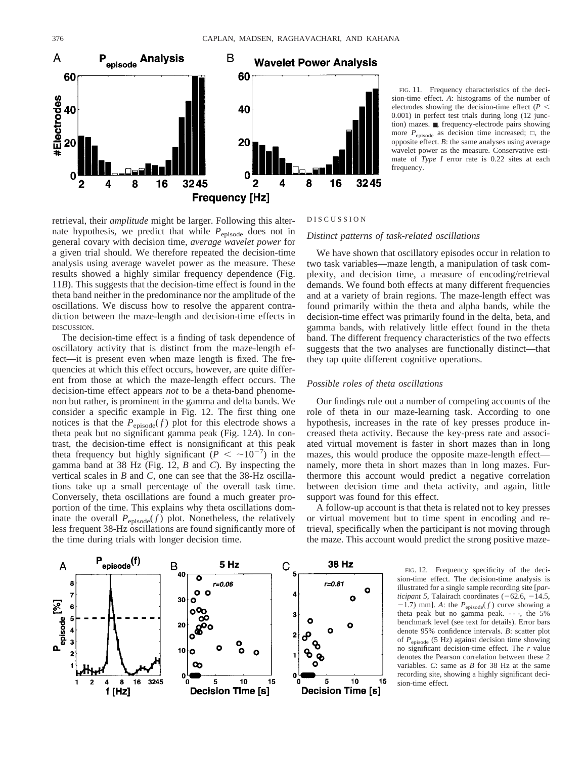FIG. 11. Frequency characteristics of the decision-time effect. *A*: histograms of the number of electrodes showing the decision-time effect ($P < 0.001$) in perfect test trials during long (12 junction) mazes. ■, frequency-electrode pairs showing more $P_{\text{episode}}$ as decision time increased; □, the opposite effect. *B*: the same analyses using average wavelet power as the measure. Conservative estimate of *Type I* error rate is 0.22 sites at each frequency.

retrieval, their *amplitude* might be larger. Following this alternate hypothesis, we predict that while $P_{\text{episode}}$ does not in general covary with decision time, *average wavelet power* for a given trial should. We therefore repeated the decision-time analysis using average wavelet power as the measure. These results showed a highly similar frequency dependence (Fig. 11*B*). This suggests that the decision-time effect is found in the theta band neither in the predominance nor the amplitude of the oscillations. We discuss how to resolve the apparent contradiction between the maze-length and decision-time effects in DISCUSSION.

The decision-time effect is a finding of task dependence of oscillatory activity that is distinct from the maze-length effect—it is present even when maze length is fixed. The frequencies at which this effect occurs, however, are quite different from those at which the maze-length effect occurs. The decision-time effect appears *not* to be a theta-band phenomenon but rather, is prominent in the gamma and delta bands. We consider a specific example in Fig. 12. The first thing one notices is that the $P_{\text{episode}}(f)$ plot for this electrode shows a theta peak but no significant gamma peak (Fig. 12*A*). In contrast, the decision-time effect is nonsignificant at this peak theta frequency but highly significant ($P < \sim 10^{-7}$) in the gamma band at 38 Hz (Fig. 12, *B* and *C*). By inspecting the vertical scales in *B* and *C*, one can see that the 38-Hz oscillations take up a small percentage of the overall task time. Conversely, theta oscillations are found a much greater proportion of the time. This explains why theta oscillations dominate the overall $P_{\text{episode}}(f)$ plot. Nonetheless, the relatively less frequent 38-Hz oscillations are found significantly more of the time during trials with longer decision time.

## DISCUSSION

### Distinct patterns of task-related oscillations

We have shown that oscillatory episodes occur in relation to two task variables—maze length, a manipulation of task complexity, and decision time, a measure of encoding/retrieval demands. We found both effects at many different frequencies and at a variety of brain regions. The maze-length effect was found primarily within the theta and alpha bands, while the decision-time effect was primarily found in the delta, beta, and gamma bands, with relatively little effect found in the theta band. The different frequency characteristics of the two effects suggests that the two analyses are functionally distinct—that they tap quite different cognitive operations.

### Possible roles of theta oscillations

Our findings rule out a number of competing accounts of the role of theta in our maze-learning task. According to one hypothesis, increases in the rate of key presses produce increased theta activity. Because the key-press rate and associated virtual movement is faster in short mazes than in long mazes, this would produce the opposite maze-length effect—namely, more theta in short mazes than in long mazes. Furthermore this account would predict a negative correlation between decision time and theta activity, and again, little support was found for this effect.

A follow-up account is that theta is related not to key presses or virtual movement but to time spent in encoding and retrieval, specifically when the participant is not moving through the maze. This account would predict the strong positive maze-

FIG. 12. Frequency specificity of the decision-time effect. The decision-time analysis is illustrated for a single sample recording site [*participant 5,* Talairach coordinates (−62.6, −14.5, −1.7) mm]. *A*: the $P_{\text{episode}}(f)$ curve showing a theta peak but no gamma peak. - - -, the 5% benchmark level (see text for details). Error bars denote 95% confidence intervals. *B*: scatter plot of $P_{\text{episode}}$ (5 Hz) against decision time showing no significant decision-time effect. The *r* value denotes the Pearson correlation between these 2 variables. *C*: same as *B* for 38 Hz at the same recording site, showing a highly significant decision-time effect.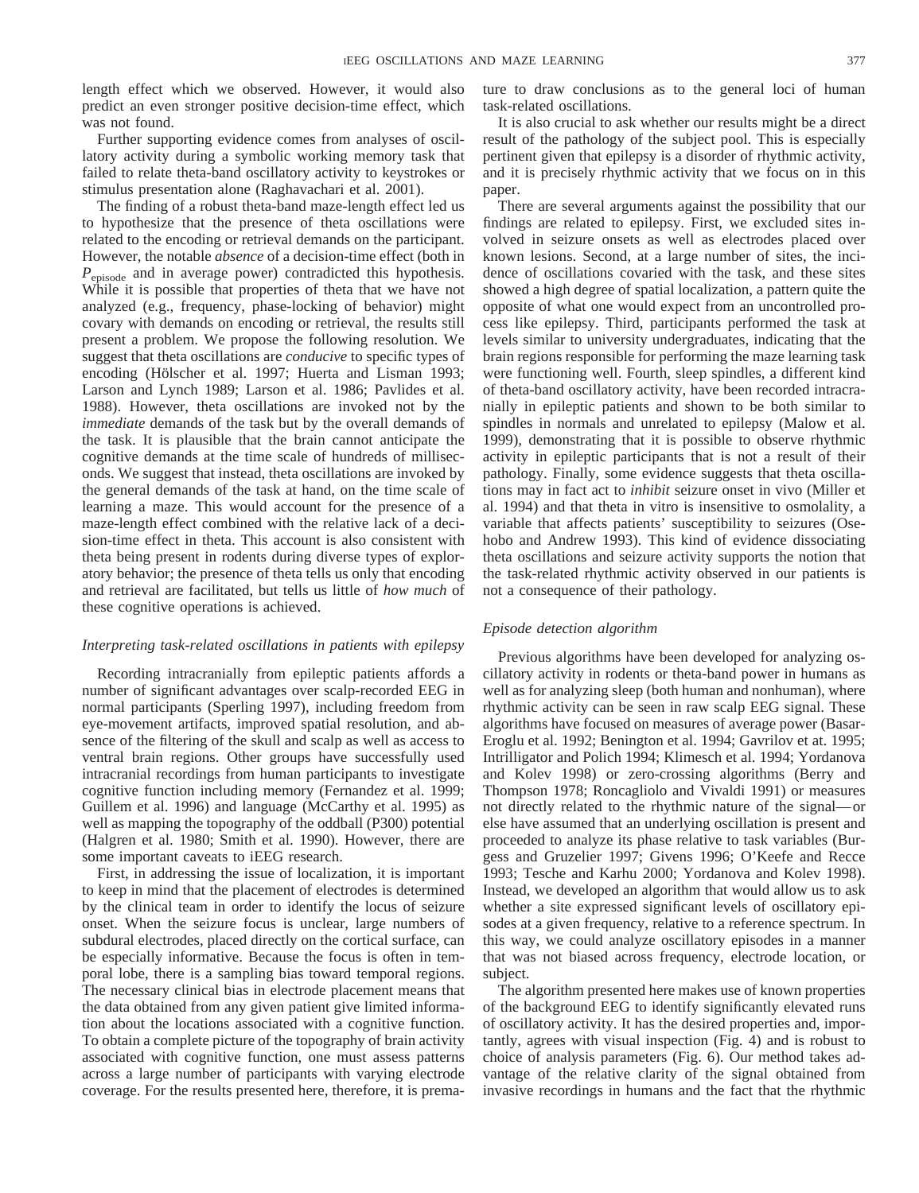length effect which we observed. However, it would also predict an even stronger positive decision-time effect, which was not found.

Further supporting evidence comes from analyses of oscillatory activity during a symbolic working memory task that failed to relate theta-band oscillatory activity to keystrokes or stimulus presentation alone (Raghavachari et al. 2001).

The finding of a robust theta-band maze-length effect led us to hypothesize that the presence of theta oscillations were related to the encoding or retrieval demands on the participant. However, the notable *absence* of a decision-time effect (both in $P_{\text{episode}}$ and in average power) contradicted this hypothesis. While it is possible that properties of theta that we have not analyzed (e.g., frequency, phase-locking of behavior) might covary with demands on encoding or retrieval, the results still present a problem. We propose the following resolution. We suggest that theta oscillations are *conducive* to specific types of encoding (Hölscher et al. 1997; Huerta and Lisman 1993; Larson and Lynch 1989; Larson et al. 1986; Pavlides et al. 1988). However, theta oscillations are invoked not by the *immediate* demands of the task but by the overall demands of the task. It is plausible that the brain cannot anticipate the cognitive demands at the time scale of hundreds of milliseconds. We suggest that instead, theta oscillations are invoked by the general demands of the task at hand, on the time scale of learning a maze. This would account for the presence of a maze-length effect combined with the relative lack of a decision-time effect in theta. This account is also consistent with theta being present in rodents during diverse types of exploratory behavior; the presence of theta tells us only that encoding and retrieval are facilitated, but tells us little of *how much* of these cognitive operations is achieved.

### *Interpreting task-related oscillations in patients with epilepsy*

Recording intracranially from epileptic patients affords a number of significant advantages over scalp-recorded EEG in normal participants (Sperling 1997), including freedom from eye-movement artifacts, improved spatial resolution, and absence of the filtering of the skull and scalp as well as access to ventral brain regions. Other groups have successfully used intracranial recordings from human participants to investigate cognitive function including memory (Fernandez et al. 1999; Guillem et al. 1996) and language (McCarthy et al. 1995) as well as mapping the topography of the oddball (P300) potential (Halgren et al. 1980; Smith et al. 1990). However, there are some important caveats to iEEG research.

First, in addressing the issue of localization, it is important to keep in mind that the placement of electrodes is determined by the clinical team in order to identify the locus of seizure onset. When the seizure focus is unclear, large numbers of subdural electrodes, placed directly on the cortical surface, can be especially informative. Because the focus is often in temporal lobe, there is a sampling bias toward temporal regions. The necessary clinical bias in electrode placement means that the data obtained from any given patient give limited information about the locations associated with a cognitive function. To obtain a complete picture of the topography of brain activity associated with cognitive function, one must assess patterns across a large number of participants with varying electrode coverage. For the results presented here, therefore, it is premature to draw conclusions as to the general loci of human task-related oscillations.

It is also crucial to ask whether our results might be a direct result of the pathology of the subject pool. This is especially pertinent given that epilepsy is a disorder of rhythmic activity, and it is precisely rhythmic activity that we focus on in this paper.

There are several arguments against the possibility that our findings are related to epilepsy. First, we excluded sites involved in seizure onsets as well as electrodes placed over known lesions. Second, at a large number of sites, the incidence of oscillations covaried with the task, and these sites showed a high degree of spatial localization, a pattern quite the opposite of what one would expect from an uncontrolled process like epilepsy. Third, participants performed the task at levels similar to university undergraduates, indicating that the brain regions responsible for performing the maze learning task were functioning well. Fourth, sleep spindles, a different kind of theta-band oscillatory activity, have been recorded intracranially in epileptic patients and shown to be both similar to spindles in normals and unrelated to epilepsy (Malow et al. 1999), demonstrating that it is possible to observe rhythmic activity in epileptic participants that is not a result of their pathology. Finally, some evidence suggests that theta oscillations may in fact act to *inhibit* seizure onset in vivo (Miller et al. 1994) and that theta in vitro is insensitive to osmolality, a variable that affects patients' susceptibility to seizures (Osehobo and Andrew 1993). This kind of evidence dissociating theta oscillations and seizure activity supports the notion that the task-related rhythmic activity observed in our patients is not a consequence of their pathology.

### *Episode detection algorithm*

Previous algorithms have been developed for analyzing oscillatory activity in rodents or theta-band power in humans as well as for analyzing sleep (both human and nonhuman), where rhythmic activity can be seen in raw scalp EEG signal. These algorithms have focused on measures of average power (Basar-Eroglu et al. 1992; Benington et al. 1994; Gavrilov et al. 1995; Intrilligator and Polich 1994; Klimesch et al. 1994; Yordanova and Kolev 1998) or zero-crossing algorithms (Berry and Thompson 1978; Roncagliolo and Vivaldi 1991) or measures not directly related to the rhythmic nature of the signal—or else have assumed that an underlying oscillation is present and proceeded to analyze its phase relative to task variables (Burgess and Gruzelier 1997; Givens 1996; O'Keefe and Recce 1993; Tesche and Karhu 2000; Yordanova and Kolev 1998). Instead, we developed an algorithm that would allow us to ask whether a site expressed significant levels of oscillatory episodes at a given frequency, relative to a reference spectrum. In this way, we could analyze oscillatory episodes in a manner that was not biased across frequency, electrode location, or subject.

The algorithm presented here makes use of known properties of the background EEG to identify significantly elevated runs of oscillatory activity. It has the desired properties and, importantly, agrees with visual inspection (Fig. 4) and is robust to choice of analysis parameters (Fig. 6). Our method takes advantage of the relative clarity of the signal obtained from invasive recordings in humans and the fact that the rhythmic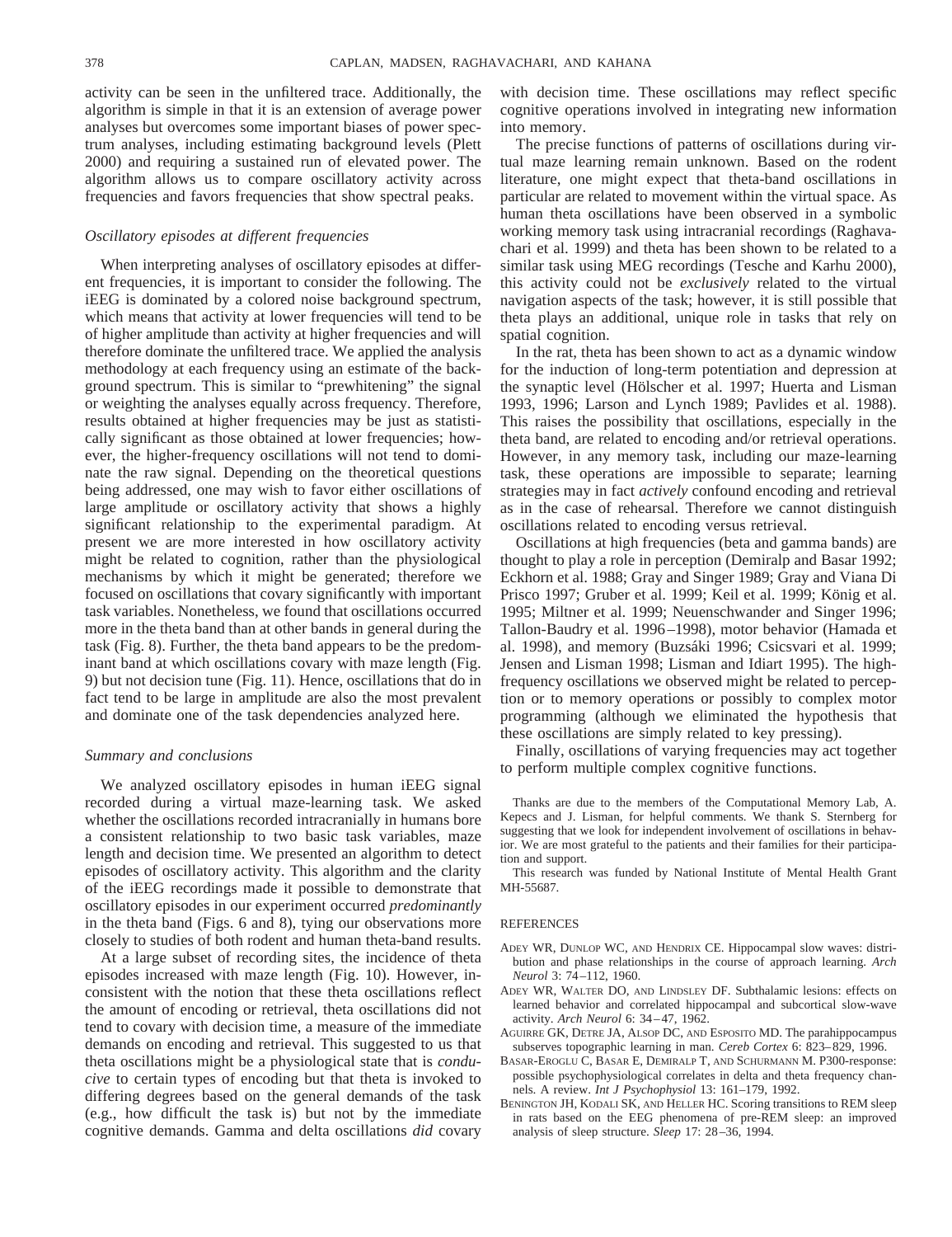activity can be seen in the unfiltered trace. Additionally, the algorithm is simple in that it is an extension of average power analyses but overcomes some important biases of power spectrum analyses, including estimating background levels (Plett 2000) and requiring a sustained run of elevated power. The algorithm allows us to compare oscillatory activity across frequencies and favors frequencies that show spectral peaks.

### *Oscillatory episodes at different frequencies*

When interpreting analyses of oscillatory episodes at different frequencies, it is important to consider the following. The iEEG is dominated by a colored noise background spectrum, which means that activity at lower frequencies will tend to be of higher amplitude than activity at higher frequencies and will therefore dominate the unfiltered trace. We applied the analysis methodology at each frequency using an estimate of the background spectrum. This is similar to "prewhitening" the signal or weighting the analyses equally across frequency. Therefore, results obtained at higher frequencies may be just as statistically significant as those obtained at lower frequencies; however, the higher-frequency oscillations will not tend to dominate the raw signal. Depending on the theoretical questions being addressed, one may wish to favor either oscillations of large amplitude or oscillatory activity that shows a highly significant relationship to the experimental paradigm. At present we are more interested in how oscillatory activity might be related to cognition, rather than the physiological mechanisms by which it might be generated; therefore we focused on oscillations that covary significantly with important task variables. Nonetheless, we found that oscillations occurred more in the theta band than at other bands in general during the task (Fig. 8). Further, the theta band appears to be the predominant band at which oscillations covary with maze length (Fig. 9) but not decision tune (Fig. 11). Hence, oscillations that do in fact tend to be large in amplitude are also the most prevalent and dominate one of the task dependencies analyzed here.

### *Summary and conclusions*

We analyzed oscillatory episodes in human iEEG signal recorded during a virtual maze-learning task. We asked whether the oscillations recorded intracranially in humans bore a consistent relationship to two basic task variables, maze length and decision time. We presented an algorithm to detect episodes of oscillatory activity. This algorithm and the clarity of the iEEG recordings made it possible to demonstrate that oscillatory episodes in our experiment occurred *predominantly* in the theta band (Figs. 6 and 8), tying our observations more closely to studies of both rodent and human theta-band results.

At a large subset of recording sites, the incidence of theta episodes increased with maze length (Fig. 10). However, inconsistent with the notion that these theta oscillations reflect the amount of encoding or retrieval, theta oscillations did not tend to covary with decision time, a measure of the immediate demands on encoding and retrieval. This suggested to us that theta oscillations might be a physiological state that is *conducive* to certain types of encoding but that theta is invoked to differing degrees based on the general demands of the task (e.g., how difficult the task is) but not by the immediate cognitive demands. Gamma and delta oscillations *did* covary with decision time. These oscillations may reflect specific cognitive operations involved in integrating new information into memory.

The precise functions of patterns of oscillations during virtual maze learning remain unknown. Based on the rodent literature, one might expect that theta-band oscillations in particular are related to movement within the virtual space. As human theta oscillations have been observed in a symbolic working memory task using intracranial recordings (Raghavachari et al. 1999) and theta has been shown to be related to a similar task using MEG recordings (Tesche and Karhu 2000), this activity could not be *exclusively* related to the virtual navigation aspects of the task; however, it is still possible that theta plays an additional, unique role in tasks that rely on spatial cognition.

In the rat, theta has been shown to act as a dynamic window for the induction of long-term potentiation and depression at the synaptic level (Hölscher et al. 1997; Huerta and Lisman 1993, 1996; Larson and Lynch 1989; Pavlides et al. 1988). This raises the possibility that oscillations, especially in the theta band, are related to encoding and/or retrieval operations. However, in any memory task, including our maze-learning task, these operations are impossible to separate; learning strategies may in fact *actively* confound encoding and retrieval as in the case of rehearsal. Therefore we cannot distinguish oscillations related to encoding versus retrieval.

Oscillations at high frequencies (beta and gamma bands) are thought to play a role in perception (Demiralp and Basar 1992; Eckhorn et al. 1988; Gray and Singer 1989; Gray and Viana Di Prisco 1997; Gruber et al. 1999; Keil et al. 1999; König et al. 1995; Miltner et al. 1999; Neuenschwander and Singer 1996; Tallon-Baudry et al. 1996–1998), motor behavior (Hamada et al. 1998), and memory (Buzsáki 1996; Csicsvari et al. 1999; Jensen and Lisman 1998; Lisman and Idiart 1995). The high-frequency oscillations we observed might be related to perception or to memory operations or possibly to complex motor programming (although we eliminated the hypothesis that these oscillations are simply related to key pressing).

Finally, oscillations of varying frequencies may act together to perform multiple complex cognitive functions.

Thanks are due to the members of the Computational Memory Lab, A. Kepecs and J. Lisman, for helpful comments. We thank S. Sternberg for suggesting that we look for independent involvement of oscillations in behavior. We are most grateful to the patients and their families for their participation and support.

This research was funded by National Institute of Mental Health Grant MH-55687.

## REFERENCES

- Adey WR, Dunlop WC, and Hendrix CE. Hippocampal slow waves: distribution and phase relationships in the course of approach learning. *Arch Neurol* 3: 74–112, 1960.
- Adey WR, Walter DO, and Lindsley DF. Subthalamic lesions: effects on learned behavior and correlated hippocampal and subcortical slow-wave activity. *Arch Neurol* 6: 34–47, 1962.
- Aguirre GK, Detre JA, Alsop DC, and Esposito MD. The parahippocampus subserves topographic learning in man. *Cereb Cortex* 6: 823–829, 1996.
- Basar-Eroglu C, Basar E, Demiralp T, and Schurmann M. P300-response: possible psychophysiological correlates in delta and theta frequency channels. A review. *Int J Psychophysiol* 13: 161–179, 1992.
- Benington JH, Kodali SK, and Heller HC. Scoring transitions to REM sleep in rats based on the EEG phenomena of pre-REM sleep: an improved analysis of sleep structure. *Sleep* 17: 28–36, 1994.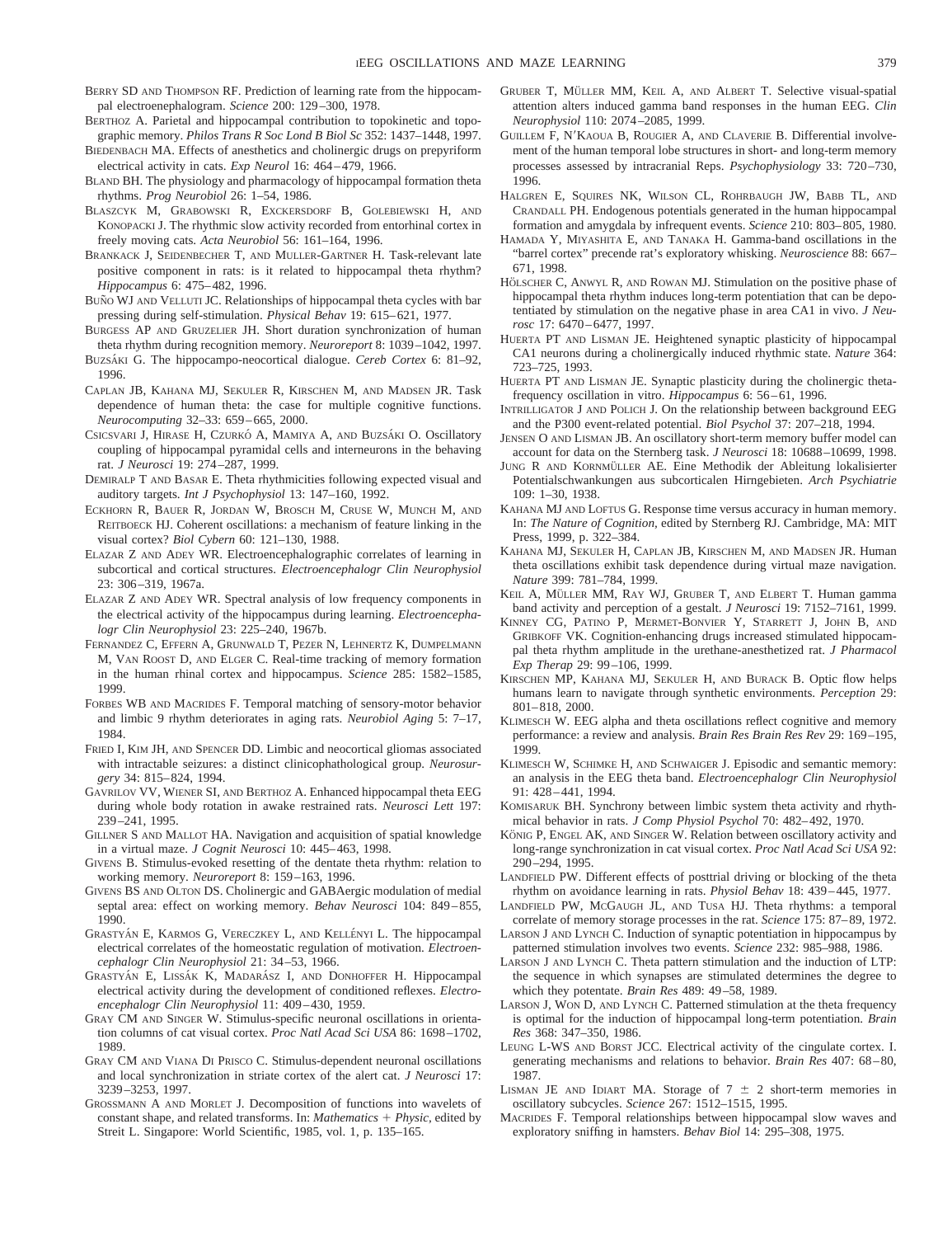Berry SD and Thompson RF. Prediction of learning rate from the hippocampal electroenephalogram. *Science* 200: 129–300, 1978.

Berthoz A. Parietal and hippocampal contribution to topokinetic and topographic memory. *Philos Trans R Soc Lond B Biol Sc* 352: 1437–1448, 1997.

Biedenbach MA. Effects of anesthetics and cholinergic drugs on prepyriform electrical activity in cats. *Exp Neurol* 16: 464–479, 1966.

Bland BH. The physiology and pharmacology of hippocampal formation theta rhythms. *Prog Neurobiol* 26: 1–54, 1986.

Blaszcyk M, Grabowski R, Exckersdorf B, Golebiewski H, and Konopacki J. The rhythmic slow activity recorded from entorhinal cortex in freely moving cats. *Acta Neurobiol* 56: 161–164, 1996.

Brankack J, Seidenbecher T, and Muller-Gartner H. Task-relevant late positive component in rats: is it related to hippocampal theta rhythm? *Hippocampus* 6: 475–482, 1996.

Buño WJ and Velluti JC. Relationships of hippocampal theta cycles with bar pressing during self-stimulation. *Physical Behav* 19: 615–621, 1977.

Burgess AP and Gruzelier JH. Short duration synchronization of human theta rhythm during recognition memory. *Neuroreport* 8: 1039–1042, 1997.

Buzsáki G. The hippocampo-neocortical dialogue. *Cereb Cortex* 6: 81–92, 1996.

Caplan JB, Kahana MJ, Sekuler R, Kirschen M, and Madsen JR. Task dependence of human theta: the case for multiple cognitive functions. *Neurocomputing* 32–33: 659–665, 2000.

Csicsvari J, Hirase H, Czurkó A, Mamiya A, and Buzsáki O. Oscillatory coupling of hippocampal pyramidal cells and interneurons in the behaving rat. *J Neurosci* 19: 274–287, 1999.

Demiralp T and Basar E. Theta rhythmicities following expected visual and auditory targets. *Int J Psychophysiol* 13: 147–160, 1992.

Eckhorn R, Bauer R, Jordan W, Brosch M, Cruse W, Munch M, and Reitboeck HJ. Coherent oscillations: a mechanism of feature linking in the visual cortex? *Biol Cybern* 60: 121–130, 1988.

Elazar Z and Adey WR. Electroencephalographic correlates of learning in subcortical and cortical structures. *Electroencephalogr Clin Neurophysiol* 23: 306–319, 1967a.

Elazar Z and Adey WR. Spectral analysis of low frequency components in the electrical activity of the hippocampus during learning. *Electroencephalogr Clin Neurophysiol* 23: 225–240, 1967b.

Fernandez C, Effern A, Grunwald T, Pezer N, Lehnertz K, Dumpelmann M, Van Roost D, and Elger C. Real-time tracking of memory formation in the human rhinal cortex and hippocampus. *Science* 285: 1582–1585, 1999.

Forbes WB and Macrides F. Temporal matching of sensory-motor behavior and limbic 9 rhythm deteriorates in aging rats. *Neurobiol Aging* 5: 7–17, 1984.

Fried I, Kim JH, and Spencer DD. Limbic and neocortical gliomas associated with intractable seizures: a distinct clinicopathological group. *Neurosurgery* 34: 815–824, 1994.

Gavrilov VV, Wiener SI, and Berthoz A. Enhanced hippocampal theta EEG during whole body rotation in awake restrained rats. *Neurosci Lett* 197: 239–241, 1995.

Gillner S and Mallot HA. Navigation and acquisition of spatial knowledge in a virtual maze. *J Cognit Neurosci* 10: 445–463, 1998.

Givens B. Stimulus-evoked resetting of the dentate theta rhythm: relation to working memory. *Neuroreport* 8: 159–163, 1996.

Givens BS and Olton DS. Cholinergic and GABAergic modulation of medial septal area: effect on working memory. *Behav Neurosci* 104: 849–855, 1990.

Grastyán E, Karmos G, Vereczkey L, and Kellényi L. The hippocampal electrical correlates of the homeostatic regulation of motivation. *Electroencephalogr Clin Neurophysiol* 21: 34–53, 1966.

Grastyán E, Lissák K, Madarász I, and Donhoffer H. Hippocampal electrical activity during the development of conditioned reflexes. *Electroencephalogr Clin Neurophysiol* 11: 409–430, 1959.

Gray CM and Singer W. Stimulus-specific neuronal oscillations in orientation columns of cat visual cortex. *Proc Natl Acad Sci USA* 86: 1698–1702, 1989.

Gray CM and Viana Di Prisco C. Stimulus-dependent neuronal oscillations and local synchronization in striate cortex of the alert cat. *J Neurosci* 17: 3239–3253, 1997.

Grossmann A and Morlet J. Decomposition of functions into wavelets of constant shape, and related transforms. In: *Mathematics + Physic*, edited by Streit L. Singapore: World Scientific, 1985, vol. 1, p. 135–165.

Gruber T, Müller MM, Keil A, and Albert T. Selective visual-spatial attention alters induced gamma band responses in the human EEG. *Clin Neurophysiol* 110: 2074–2085, 1999.

Guillem F, N'Kaoua B, Rougier A, and Claverie B. Differential involvement of the human temporal lobe structures in short- and long-term memory processes assessed by intracranial Reps. *Psychophysiology* 33: 720–730, 1996.

Halgren E, Squires NK, Wilson CL, Rohrbaugh JW, Babb TL, and Crandall PH. Endogenous potentials generated in the human hippocampal formation and amygdala by infrequent events. *Science* 210: 803–805, 1980.

Hamada Y, Miyashita E, and Tanaka H. Gamma-band oscillations in the "barrel cortex" precende rat's exploratory whisking. *Neuroscience* 88: 667–671, 1998.

Hölscher C, Anwyl R, and Rowan MJ. Stimulation on the positive phase of hippocampal theta rhythm induces long-term potentiation that can be depotentiated by stimulation on the negative phase in area CA1 in vivo. *J Neurosc* 17: 6470–6477, 1997.

Huerta PT and Lisman JE. Heightened synaptic plasticity of hippocampal CA1 neurons during a cholinergically induced rhythmic state. *Nature* 364: 723–725, 1993.

Huerta PT and Lisman JE. Synaptic plasticity during the cholinergic theta-frequency oscillation in vitro. *Hippocampus* 6: 56–61, 1996.

Intrilligator J and Polich J. On the relationship between background EEG and the P300 event-related potential. *Biol Psychol* 37: 207–218, 1994.

Jensen O and Lisman JB. An oscillatory short-term memory buffer model can account for data on the Sternberg task. *J Neurosci* 18: 10688–10699, 1998.

Jung R and Kornmüller AE. Eine Methodik der Ableitung lokalisierter Potentialschwankungen aus subcorticalen Hirngebieten. *Arch Psychiatrie* 109: 1–30, 1938.

Kahana MJ and Loftus G. Response time versus accuracy in human memory. In: *The Nature of Cognition*, edited by Sternberg RJ. Cambridge, MA: MIT Press, 1999, p. 322–384.

Kahana MJ, Sekuler H, Caplan JB, Kirschen M, and Madsen JR. Human theta oscillations exhibit task dependence during virtual maze navigation. *Nature* 399: 781–784, 1999.

Keil A, Müller MM, Ray WJ, Gruber T, and Elbert T. Human gamma band activity and perception of a gestalt. *J Neurosci* 19: 7152–7161, 1999.

Kinney CG, Patino P, Mermet-Bonvier Y, Starrett J, John B, and Gribkoff VK. Cognition-enhancing drugs increased stimulated hippocampal theta rhythm amplitude in the urethane-anesthetized rat. *J Pharmacol Exp Therap* 29: 99–106, 1999.

Kirschen MP, Kahana MJ, Sekuler H, and Burack B. Optic flow helps humans learn to navigate through synthetic environments. *Perception* 29: 801–818, 2000.

Klimesch W. EEG alpha and theta oscillations reflect cognitive and memory performance: a review and analysis. *Brain Res Brain Res Rev* 29: 169–195, 1999.

Klimesch W, Schimke H, and Schwaiger J. Episodic and semantic memory: an analysis in the EEG theta band. *Electroencephalogr Clin Neurophysiol* 91: 428–441, 1994.

Komisaruk BH. Synchrony between limbic system theta activity and rhythmical behavior in rats. *J Comp Physiol Psychol* 70: 482–492, 1970.

König P, Engel AK, and Singer W. Relation between oscillatory activity and long-range synchronization in cat visual cortex. *Proc Natl Acad Sci USA* 92: 290–294, 1995.

Landfield PW. Different effects of posttrial driving or blocking of the theta rhythm on avoidance learning in rats. *Physiol Behav* 18: 439–445, 1977.

Landfield PW, McGaugh JL, and Tusa HJ. Theta rhythms: a temporal correlate of memory storage processes in the rat. *Science* 175: 87–89, 1972.

Larson J and Lynch C. Induction of synaptic potentiation in hippocampus by patterned stimulation involves two events. *Science* 232: 985–988, 1986.

Larson J and Lynch C. Theta pattern stimulation and the induction of LTP: the sequence in which synapses are stimulated determines the degree to which they potentate. *Brain Res* 489: 49–58, 1989.

Larson J, Won D, and Lynch C. Patterned stimulation at the theta frequency is optimal for the induction of hippocampal long-term potentiation. *Brain Res* 368: 347–350, 1986.

Leung L-WS and Borst JCC. Electrical activity of the cingulate cortex. I. generating mechanisms and relations to behavior. *Brain Res* 407: 68–80, 1987.

Lisman JE and Idiart MA. Storage of 7 ± 2 short-term memories in oscillatory subcycles. *Science* 267: 1512–1515, 1995.

Macrides F. Temporal relationships between hippocampal slow waves and exploratory sniffing in hamsters. *Behav Biol* 14: 295–308, 1975.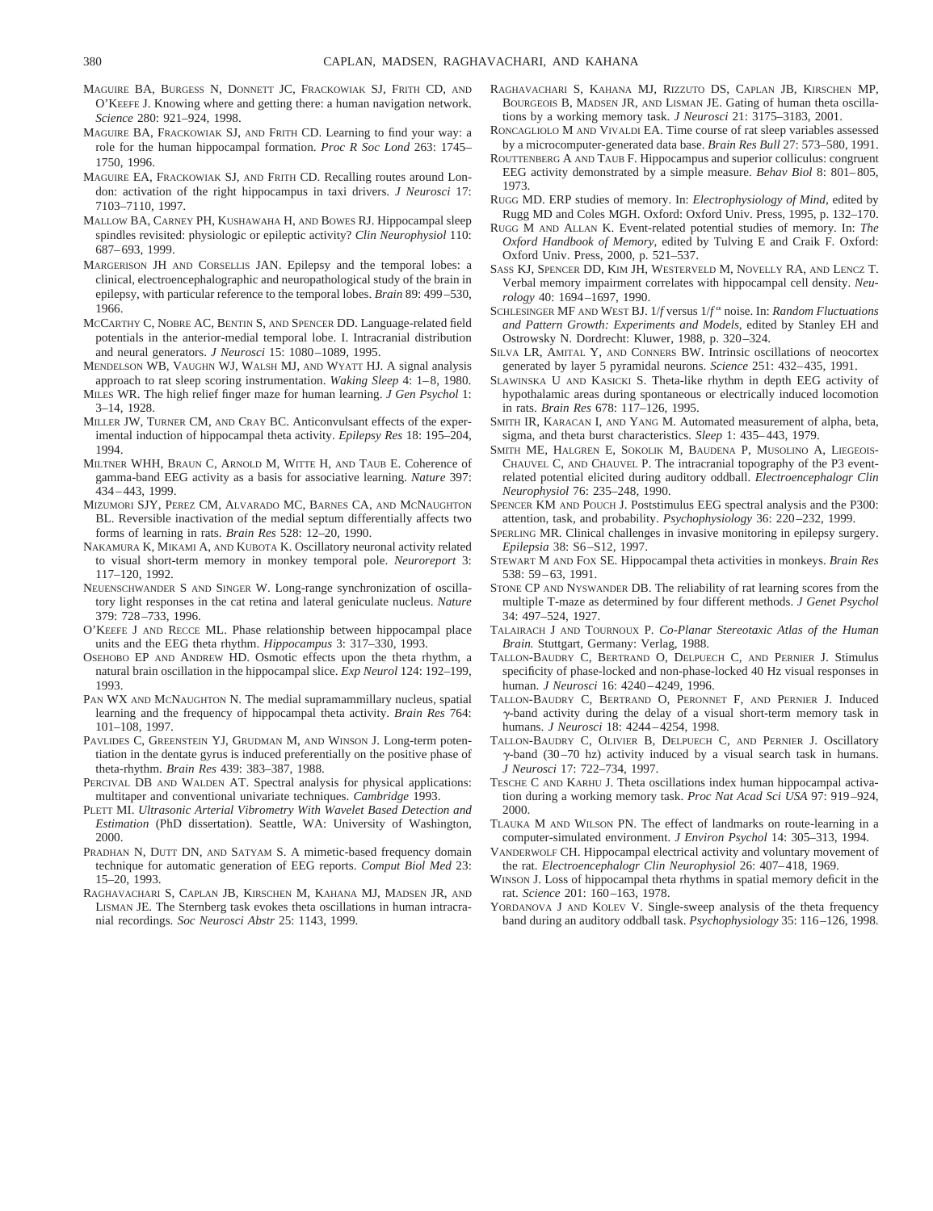Maguire BA, Burgess N, Donnett JC, Frackowiak SJ, Frith CD, and O'Keefe J. Knowing where and getting there: a human navigation network. *Science* 280: 921–924, 1998.

Maguire BA, Frackowiak SJ, and Frith CD. Learning to find your way: a role for the human hippocampal formation. *Proc R Soc Lond* 263: 1745–1750, 1996.

Maguire EA, Frackowiak SJ, and Frith CD. Recalling routes around London: activation of the right hippocampus in taxi drivers. *J Neurosci* 17: 7103–7110, 1997.

Mallow BA, Carney PH, Kushawaha H, and Bowes RJ. Hippocampal sleep spindles revisited: physiologic or epileptic activity? *Clin Neurophysiol* 110: 687–693, 1999.

Margerison JH and Corsellis JAN. Epilepsy and the temporal lobes: a clinical, electroencephalographic and neuropathological study of the brain in epilepsy, with particular reference to the temporal lobes. *Brain* 89: 499–530, 1966.

McCarthy C, Nobre AC, Bentin S, and Spencer DD. Language-related field potentials in the anterior-medial temporal lobe. I. Intracranial distribution and neural generators. *J Neurosci* 15: 1080–1089, 1995.

Mendelson WB, Vaughn WJ, Walsh MJ, and Wyatt HJ. A signal analysis approach to rat sleep scoring instrumentation. *Waking Sleep* 4: 1–8, 1980.

Miles WR. The high relief finger maze for human learning. *J Gen Psychol* 1: 3–14, 1928.

Miller JW, Turner CM, and Cray BC. Anticonvulsant effects of the experimental induction of hippocampal theta activity. *Epilepsy Res* 18: 195–204, 1994.

Miltner WHH, Braun C, Arnold M, Witte H, and Taub E. Coherence of gamma-band EEG activity as a basis for associative learning. *Nature* 397: 434–443, 1999.

Mizumori SJY, Perez CM, Alvarado MC, Barnes CA, and McNaughton BL. Reversible inactivation of the medial septum differentially affects two forms of learning in rats. *Brain Res* 528: 12–20, 1990.

Nakamura K, Mikami A, and Kubota K. Oscillatory neuronal activity related to visual short-term memory in monkey temporal pole. *Neuroreport* 3: 117–120, 1992.

Neuenschwander S and Singer W. Long-range synchronization of oscillatory light responses in the cat retina and lateral geniculate nucleus. *Nature* 379: 728–733, 1996.

O'Keefe J and Recce ML. Phase relationship between hippocampal place units and the EEG theta rhythm. *Hippocampus* 3: 317–330, 1993.

Osehobo EP and Andrew HD. Osmotic effects upon the theta rhythm, a natural brain oscillation in the hippocampal slice. *Exp Neurol* 124: 192–199, 1993.

Pan WX and McNaughton N. The medial supramammillary nucleus, spatial learning and the frequency of hippocampal theta activity. *Brain Res* 764: 101–108, 1997.

Pavlides C, Greenstein YJ, Grudman M, and Winson J. Long-term potentiation in the dentate gyrus is induced preferentially on the positive phase of theta-rhythm. *Brain Res* 439: 383–387, 1988.

Percival DB and Walden AT. Spectral analysis for physical applications: multitaper and conventional univariate techniques. *Cambridge* 1993.

Plett MI. *Ultrasonic Arterial Vibrometry With Wavelet Based Detection and Estimation* (PhD dissertation). Seattle, WA: University of Washington, 2000.

Pradhan N, Dutt DN, and Satyam S. A mimetic-based frequency domain technique for automatic generation of EEG reports. *Comput Biol Med* 23: 15–20, 1993.

Raghavachari S, Caplan JB, Kirschen M, Kahana MJ, Madsen JR, and Lisman JE. The Sternberg task evokes theta oscillations in human intracranial recordings. *Soc Neurosci Abstr* 25: 1143, 1999.

Raghavachari S, Kahana MJ, Rizzuto DS, Caplan JB, Kirschen MP, Bourgeois B, Madsen JR, and Lisman JE. Gating of human theta oscillations by a working memory task. *J Neurosci* 21: 3175–3183, 2001.

Roncagliolo M and Vivaldi EA. Time course of rat sleep variables assessed by a microcomputer-generated data base. *Brain Res Bull* 27: 573–580, 1991.

Routtenberg A and Taub F. Hippocampus and superior colliculus: congruent EEG activity demonstrated by a simple measure. *Behav Biol* 8: 801–805, 1973.

Rugg MD. ERP studies of memory. In: *Electrophysiology of Mind*, edited by Rugg MD and Coles MGH. Oxford: Oxford Univ. Press, 1995, p. 132–170.

Rugg M and Allan K. Event-related potential studies of memory. In: *The Oxford Handbook of Memory*, edited by Tulving E and Craik F. Oxford: Oxford Univ. Press, 2000, p. 521–537.

Sass KJ, Spencer DD, Kim JH, Westerveld M, Novelly RA, and Lencz T. Verbal memory impairment correlates with hippocampal cell density. *Neurology* 40: 1694–1697, 1990.

Schlesinger MF and West BJ. $1/f$ versus $1/f^{\alpha}$ noise. In: *Random Fluctuations and Pattern Growth: Experiments and Models*, edited by Stanley EH and Ostrowsky N. Dordrecht: Kluwer, 1988, p. 320–324.

Silva LR, Amital Y, and Conners BW. Intrinsic oscillations of neocortex generated by layer 5 pyramidal neurons. *Science* 251: 432–435, 1991.

Slawinska U and Kasicki S. Theta-like rhythm in depth EEG activity of hypothalamic areas during spontaneous or electrically induced locomotion in rats. *Brain Res* 678: 117–126, 1995.

Smith IR, Karacan I, and Yang M. Automated measurement of alpha, beta, sigma, and theta burst characteristics. *Sleep* 1: 435–443, 1979.

Smith ME, Halgren E, Sokolik M, Baudena P, Musolino A, Liegeois-Chauvel C, and Chauvel P. The intracranial topography of the P3 event-related potential elicited during auditory oddball. *Electroencephalogr Clin Neurophysiol* 76: 235–248, 1990.

Spencer KM and Pouch J. Poststimulus EEG spectral analysis and the P300: attention, task, and probability. *Psychophysiology* 36: 220–232, 1999.

Sperling MR. Clinical challenges in invasive monitoring in epilepsy surgery. *Epilepsia* 38: S6–S12, 1997.

Stewart M and Fox SE. Hippocampal theta activities in monkeys. *Brain Res* 538: 59–63, 1991.

Stone CP and Nyswander DB. The reliability of rat learning scores from the multiple T-maze as determined by four different methods. *J Genet Psychol* 34: 497–524, 1927.

Talairach J and Tournoux P. *Co-Planar Stereotaxic Atlas of the Human Brain.* Stuttgart, Germany: Verlag, 1988.

Tallon-Baudry C, Bertrand O, Delpuech C, and Pernier J. Stimulus specificity of phase-locked and non-phase-locked 40 Hz visual responses in human. *J Neurosci* 16: 4240–4249, 1996.

Tallon-Baudry C, Bertrand O, Peronnet F, and Pernier J. Induced $\gamma$-band activity during the delay of a visual short-term memory task in humans. *J Neurosci* 18: 4244–4254, 1998.

Tallon-Baudry C, Olivier B, Delpuech C, and Pernier J. Oscillatory $\gamma$-band (30–70 hz) activity induced by a visual search task in humans. *J Neurosci* 17: 722–734, 1997.

Tesche C and Karhu J. Theta oscillations index human hippocampal activation during a working memory task. *Proc Nat Acad Sci USA* 97: 919–924, 2000.

Tlauka M and Wilson PN. The effect of landmarks on route-learning in a computer-simulated environment. *J Environ Psychol* 14: 305–313, 1994.

Vanderwolf CH. Hippocampal electrical activity and voluntary movement of the rat. *Electroencephalogr Clin Neurophysiol* 26: 407–418, 1969.

Winson J. Loss of hippocampal theta rhythms in spatial memory deficit in the rat. *Science* 201: 160–163, 1978.

Yordanova J and Kolev V. Single-sweep analysis of the theta frequency band during an auditory oddball task. *Psychophysiology* 35: 116–126, 1998.